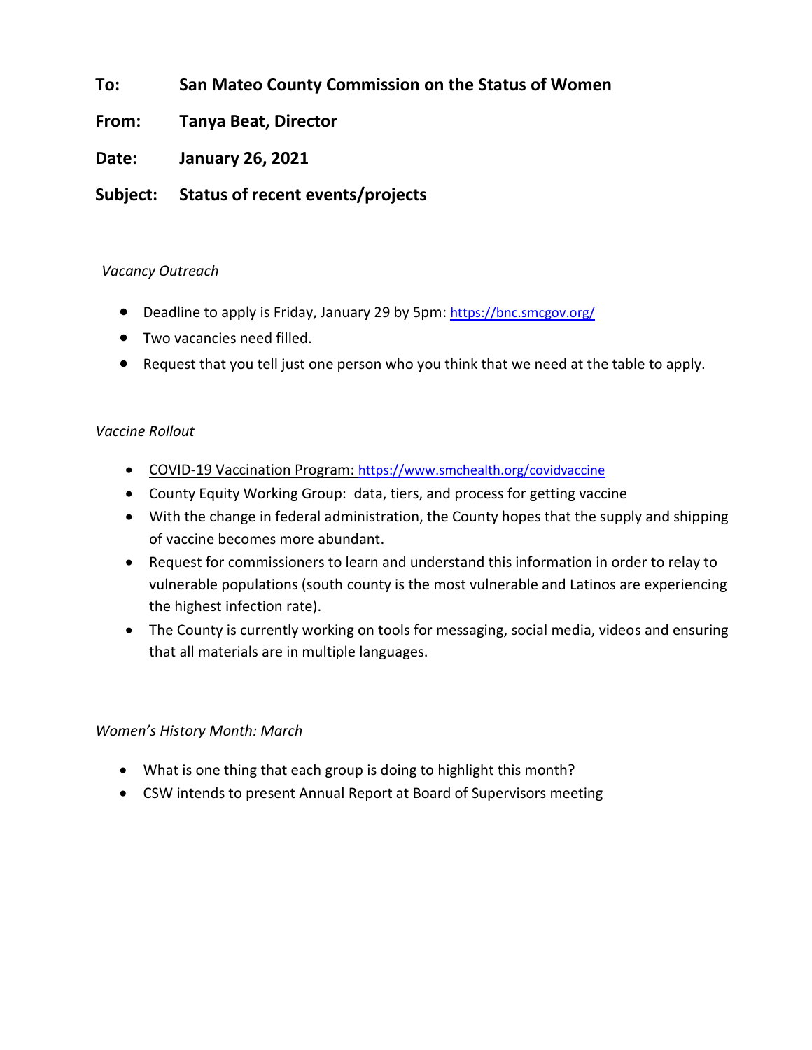**To:** **San Mateo County Commission on the Status of Women**

**From:** **Tanya Beat, Director**

**Date:** **January 26, 2021**

**Subject:** **Status of recent events/projects**

*Vacancy Outreach*

- Deadline to apply is Friday, January 29 by 5pm: https://bnc.smcgov.org/
- Two vacancies need filled.
- Request that you tell just one person who you think that we need at the table to apply.

*Vaccine Rollout*

- COVID-19 Vaccination Program: https://www.smchealth.org/covidvaccine
- County Equity Working Group: data, tiers, and process for getting vaccine
- With the change in federal administration, the County hopes that the supply and shipping of vaccine becomes more abundant.
- Request for commissioners to learn and understand this information in order to relay to vulnerable populations (south county is the most vulnerable and Latinos are experiencing the highest infection rate).
- The County is currently working on tools for messaging, social media, videos and ensuring that all materials are in multiple languages.

*Women's History Month: March*

- What is one thing that each group is doing to highlight this month?
- CSW intends to present Annual Report at Board of Supervisors meeting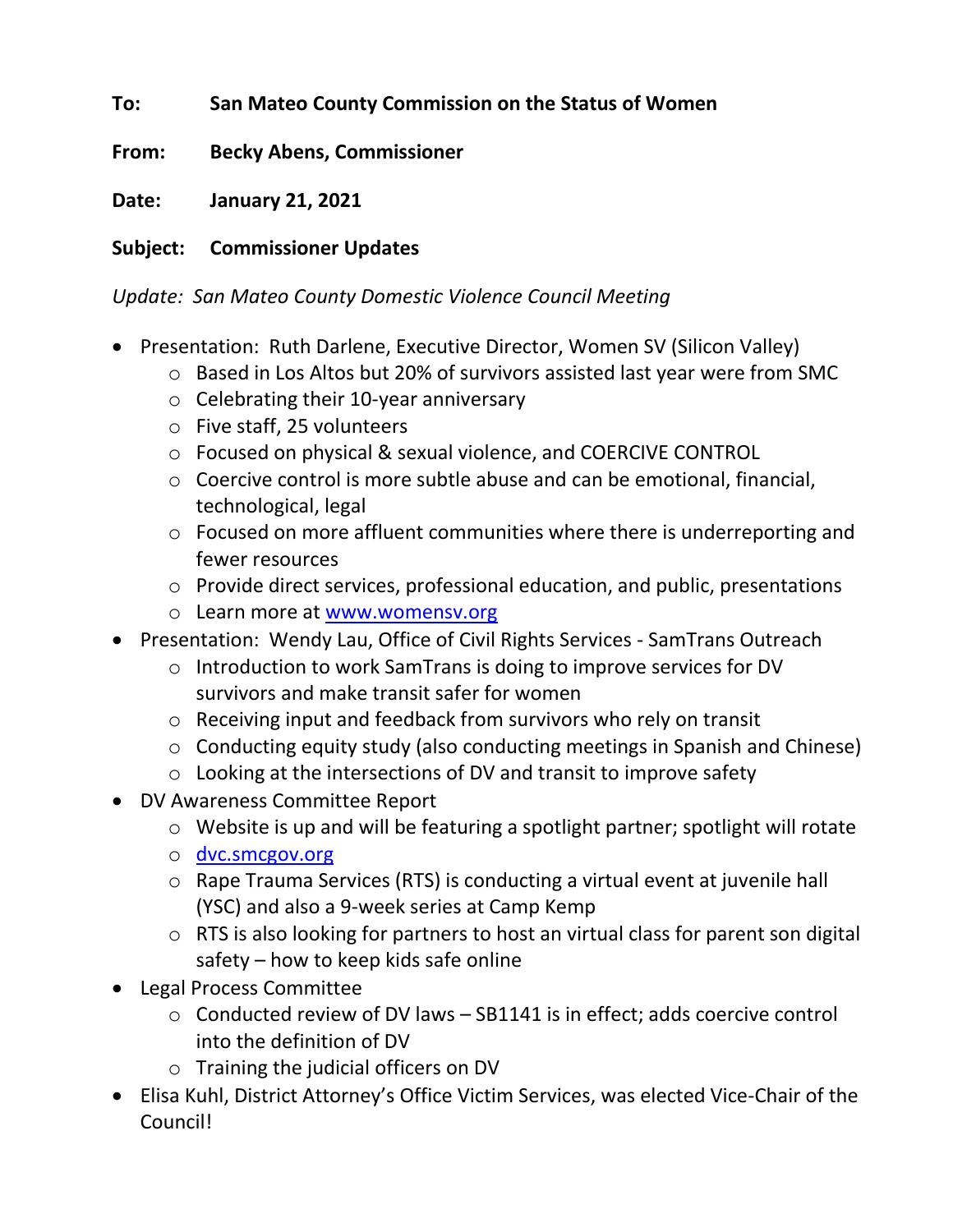**To:** **San Mateo County Commission on the Status of Women**

**From:** **Becky Abens, Commissioner**

**Date:** **January 21, 2021**

**Subject:** **Commissioner Updates**

*Update: San Mateo County Domestic Violence Council Meeting*

- Presentation: Ruth Darlene, Executive Director, Women SV (Silicon Valley)
  - Based in Los Altos but 20% of survivors assisted last year were from SMC
  - Celebrating their 10-year anniversary
  - Five staff, 25 volunteers
  - Focused on physical & sexual violence, and COERCIVE CONTROL
  - Coercive control is more subtle abuse and can be emotional, financial, technological, legal
  - Focused on more affluent communities where there is underreporting and fewer resources
  - Provide direct services, professional education, and public, presentations
  - Learn more at [www.womensv.org](http://www.womensv.org)
- Presentation: Wendy Lau, Office of Civil Rights Services - SamTrans Outreach
  - Introduction to work SamTrans is doing to improve services for DV survivors and make transit safer for women
  - Receiving input and feedback from survivors who rely on transit
  - Conducting equity study (also conducting meetings in Spanish and Chinese)
  - Looking at the intersections of DV and transit to improve safety
- DV Awareness Committee Report
  - Website is up and will be featuring a spotlight partner; spotlight will rotate
  - [dvc.smcgov.org](http://dvc.smcgov.org)
  - Rape Trauma Services (RTS) is conducting a virtual event at juvenile hall (YSC) and also a 9-week series at Camp Kemp
  - RTS is also looking for partners to host an virtual class for parent son digital safety – how to keep kids safe online
- Legal Process Committee
  - Conducted review of DV laws – SB1141 is in effect; adds coercive control into the definition of DV
  - Training the judicial officers on DV
- Elisa Kuhl, District Attorney's Office Victim Services, was elected Vice-Chair of the Council!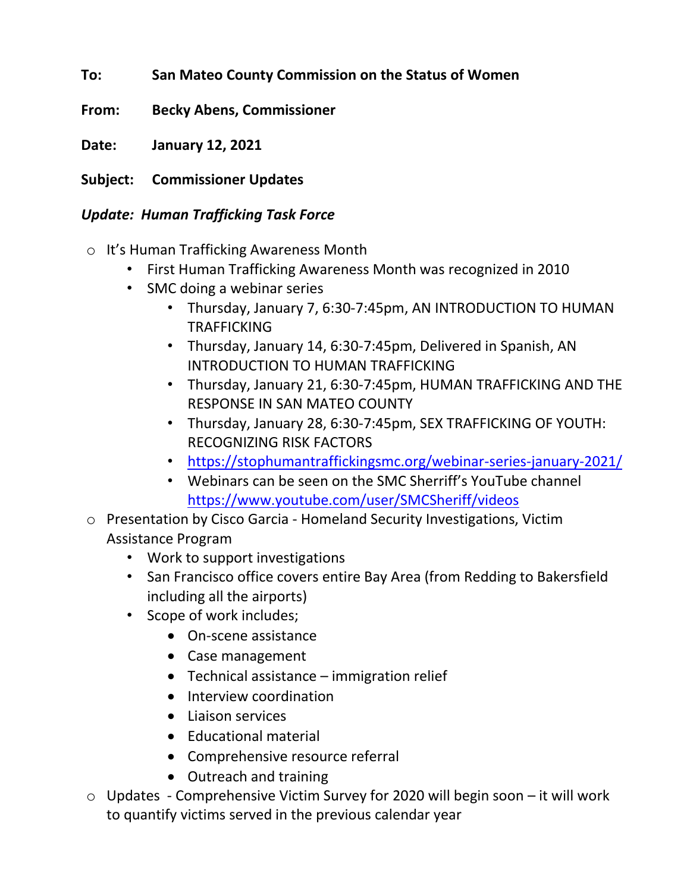**To:** **San Mateo County Commission on the Status of Women**

**From:** **Becky Abens, Commissioner**

**Date:** **January 12, 2021**

**Subject:** **Commissioner Updates**

***Update: Human Trafficking Task Force***

- It's Human Trafficking Awareness Month
  - First Human Trafficking Awareness Month was recognized in 2010
  - SMC doing a webinar series
    - Thursday, January 7, 6:30-7:45pm, AN INTRODUCTION TO HUMAN TRAFFICKING
    - Thursday, January 14, 6:30-7:45pm, Delivered in Spanish, AN INTRODUCTION TO HUMAN TRAFFICKING
    - Thursday, January 21, 6:30-7:45pm, HUMAN TRAFFICKING AND THE RESPONSE IN SAN MATEO COUNTY
    - Thursday, January 28, 6:30-7:45pm, SEX TRAFFICKING OF YOUTH: RECOGNIZING RISK FACTORS
    - https://stophumantraffickingsmc.org/webinar-series-january-2021/
    - Webinars can be seen on the SMC Sherriff's YouTube channel https://www.youtube.com/user/SMCSheriff/videos
- Presentation by Cisco Garcia - Homeland Security Investigations, Victim Assistance Program
  - Work to support investigations
  - San Francisco office covers entire Bay Area (from Redding to Bakersfield including all the airports)
  - Scope of work includes;
    - On-scene assistance
    - Case management
    - Technical assistance – immigration relief
    - Interview coordination
    - Liaison services
    - Educational material
    - Comprehensive resource referral
    - Outreach and training
- Updates - Comprehensive Victim Survey for 2020 will begin soon – it will work to quantify victims served in the previous calendar year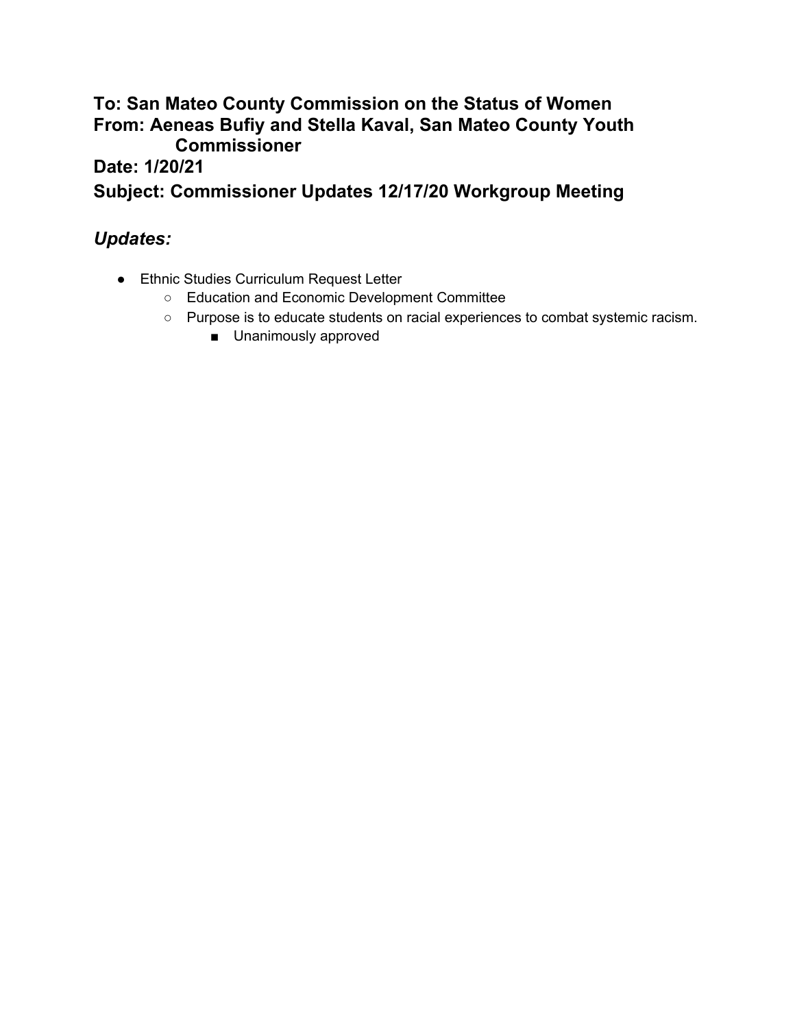**To: San Mateo County Commission on the Status of Women**
**From: Aeneas Bufiy and Stella Kaval, San Mateo County Youth Commissioner**
**Date: 1/20/21**
**Subject: Commissioner Updates 12/17/20 Workgroup Meeting**

## *Updates:*

- Ethnic Studies Curriculum Request Letter
  - Education and Economic Development Committee
  - Purpose is to educate students on racial experiences to combat systemic racism.
    - Unanimously approved